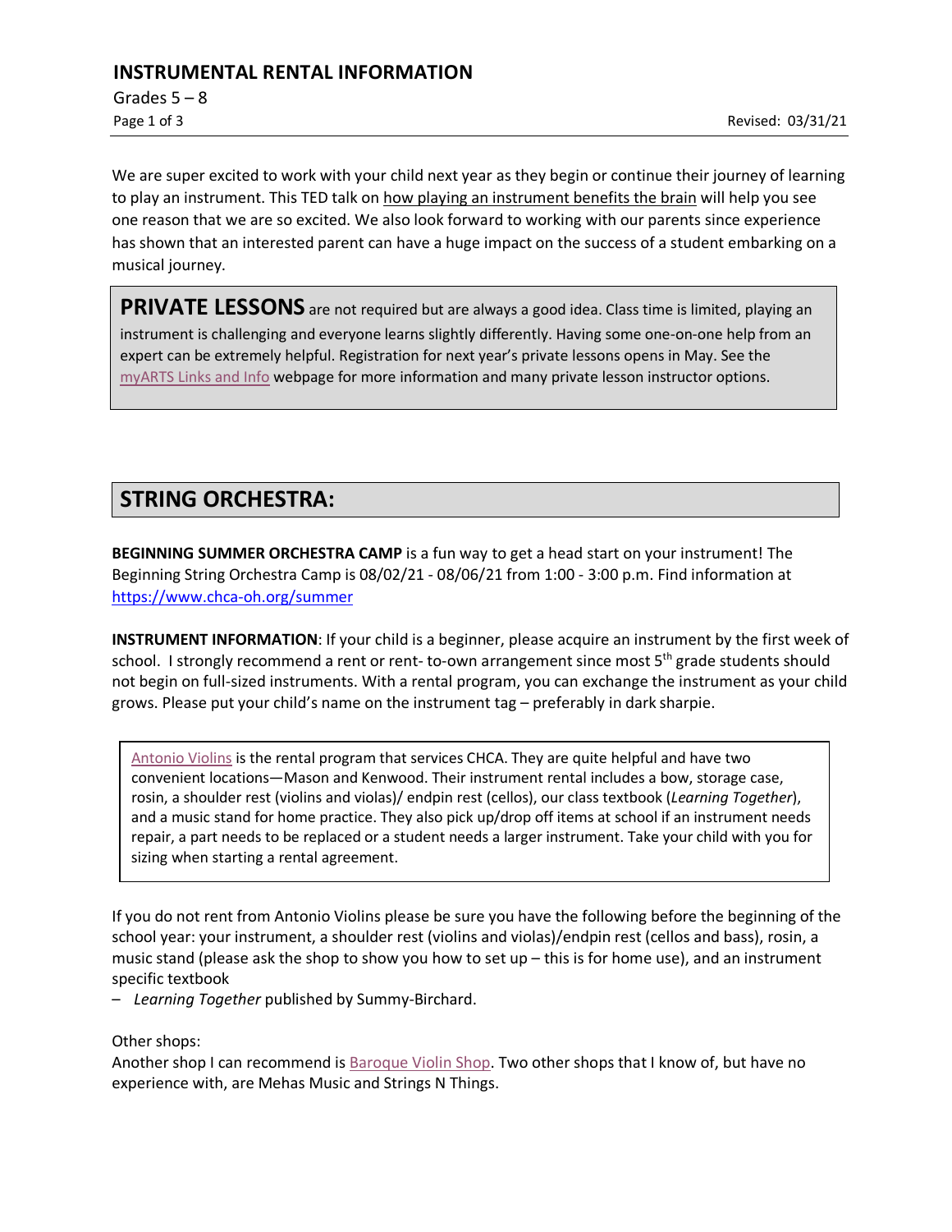# INSTRUMENTAL RENTAL INFORMATION

Grades 5 – 8

Revised: 03/31/21

We are super excited to work with your child next year as they begin or continue their journey of learning to play an instrument. This TED talk on how playing an instrument benefits the brain will help you see one reason that we are so excited. We also look forward to working with our parents since experience has shown that an interested parent can have a huge impact on the success of a student embarking on a musical journey.

**PRIVATE LESSONS** are not required but are always a good idea. Class time is limited, playing an instrument is challenging and everyone learns slightly differently. Having some one-on-one help from an expert can be extremely helpful. Registration for next year's private lessons opens in May. See the myARTS Links and Info webpage for more information and many private lesson instructor options.

## STRING ORCHESTRA:

**BEGINNING SUMMER ORCHESTRA CAMP** is a fun way to get a head start on your instrument! The Beginning String Orchestra Camp is 08/02/21 - 08/06/21 from 1:00 - 3:00 p.m. Find information at https://www.chca-oh.org/summer

**INSTRUMENT INFORMATION**: If your child is a beginner, please acquire an instrument by the first week of school. I strongly recommend a rent or rent- to-own arrangement since most 5th grade students should not begin on full-sized instruments. With a rental program, you can exchange the instrument as your child grows. Please put your child's name on the instrument tag – preferably in dark sharpie.

Antonio Violins is the rental program that services CHCA. They are quite helpful and have two convenient locations—Mason and Kenwood. Their instrument rental includes a bow, storage case, rosin, a shoulder rest (violins and violas)/ endpin rest (cellos), our class textbook (*Learning Together*), and a music stand for home practice. They also pick up/drop off items at school if an instrument needs repair, a part needs to be replaced or a student needs a larger instrument. Take your child with you for sizing when starting a rental agreement.

If you do not rent from Antonio Violins please be sure you have the following before the beginning of the school year: your instrument, a shoulder rest (violins and violas)/endpin rest (cellos and bass), rosin, a music stand (please ask the shop to show you how to set up – this is for home use), and an instrument specific textbook

– *Learning Together* published by Summy-Birchard.

Other shops:

Another shop I can recommend is Baroque Violin Shop. Two other shops that I know of, but have no experience with, are Mehas Music and Strings N Things.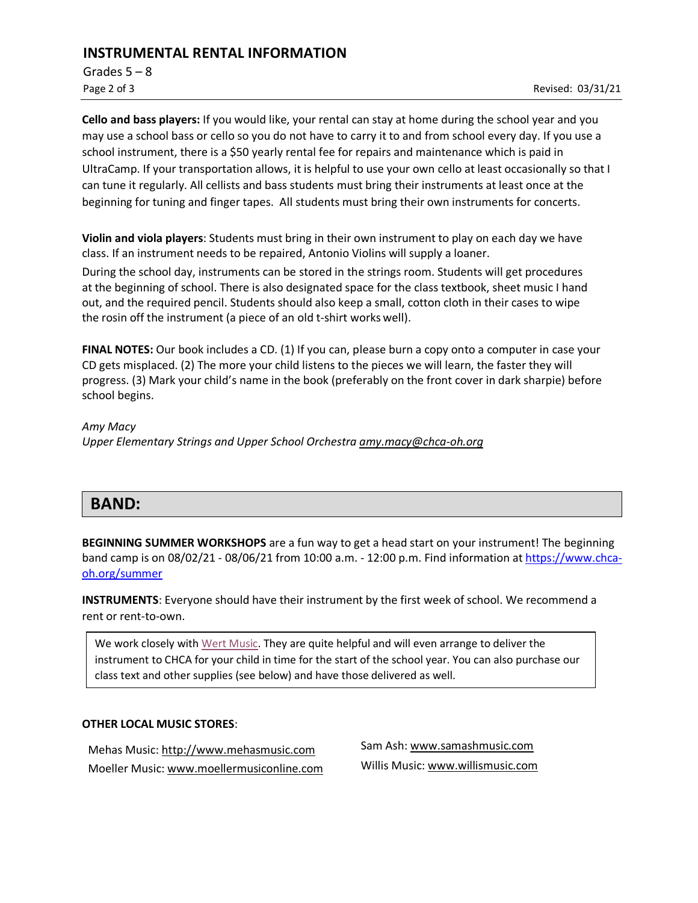**Cello and bass players:** If you would like, your rental can stay at home during the school year and you may use a school bass or cello so you do not have to carry it to and from school every day. If you use a school instrument, there is a $50 yearly rental fee for repairs and maintenance which is paid in UltraCamp. If your transportation allows, it is helpful to use your own cello at least occasionally so that I can tune it regularly. All cellists and bass students must bring their instruments at least once at the beginning for tuning and finger tapes. All students must bring their own instruments for concerts.

**Violin and viola players**: Students must bring in their own instrument to play on each day we have class. If an instrument needs to be repaired, Antonio Violins will supply a loaner.

During the school day, instruments can be stored in the strings room. Students will get procedures at the beginning of school. There is also designated space for the class textbook, sheet music I hand out, and the required pencil. Students should also keep a small, cotton cloth in their cases to wipe the rosin off the instrument (a piece of an old t-shirt works well).

**FINAL NOTES:** Our book includes a CD. (1) If you can, please burn a copy onto a computer in case your CD gets misplaced. (2) The more your child listens to the pieces we will learn, the faster they will progress. (3) Mark your child's name in the book (preferably on the front cover in dark sharpie) before school begins.

*Amy Macy*
*Upper Elementary Strings and Upper School Orchestra amy.macy@chca-oh.org*

## BAND:

**BEGINNING SUMMER WORKSHOPS** are a fun way to get a head start on your instrument! The beginning band camp is on 08/02/21 - 08/06/21 from 10:00 a.m. - 12:00 p.m. Find information at https://www.chca-oh.org/summer

**INSTRUMENTS**: Everyone should have their instrument by the first week of school. We recommend a rent or rent-to-own.

> We work closely with Wert Music. They are quite helpful and will even arrange to deliver the instrument to CHCA for your child in time for the start of the school year. You can also purchase our class text and other supplies (see below) and have those delivered as well.

**OTHER LOCAL MUSIC STORES**:

Mehas Music: http://www.mehasmusic.com
Moeller Music: www.moellermusiconline.com
Sam Ash: www.samashmusic.com
Willis Music: www.willismusic.com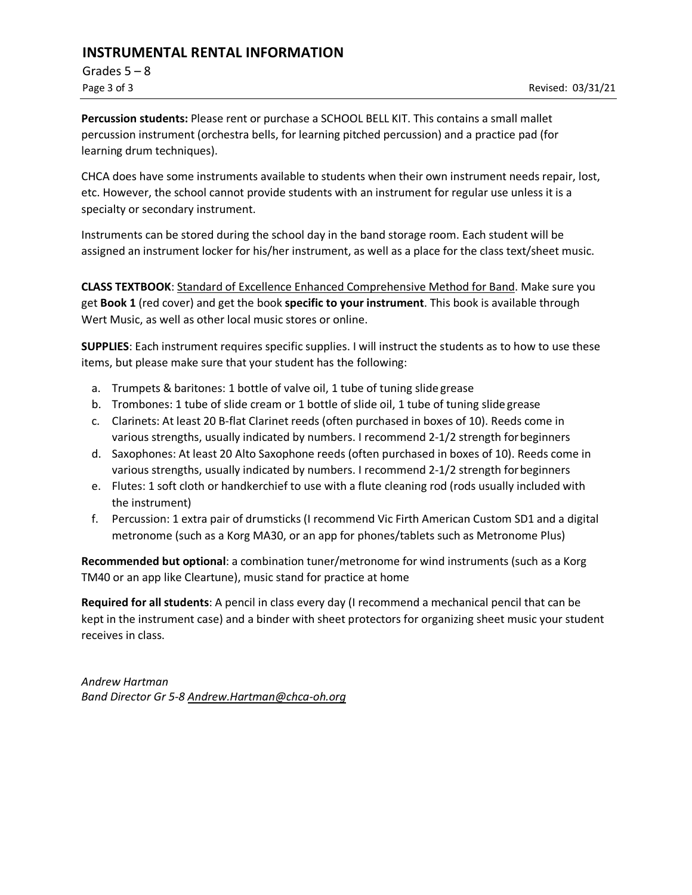**Percussion students:** Please rent or purchase a SCHOOL BELL KIT. This contains a small mallet percussion instrument (orchestra bells, for learning pitched percussion) and a practice pad (for learning drum techniques).

CHCA does have some instruments available to students when their own instrument needs repair, lost, etc. However, the school cannot provide students with an instrument for regular use unless it is a specialty or secondary instrument.

Instruments can be stored during the school day in the band storage room. Each student will be assigned an instrument locker for his/her instrument, as well as a place for the class text/sheet music.

**CLASS TEXTBOOK**: <u>Standard of Excellence Enhanced Comprehensive Method for Band</u>. Make sure you get **Book 1** (red cover) and get the book **specific to your instrument**. This book is available through Wert Music, as well as other local music stores or online.

**SUPPLIES**: Each instrument requires specific supplies. I will instruct the students as to how to use these items, but please make sure that your student has the following:

a. Trumpets & baritones: 1 bottle of valve oil, 1 tube of tuning slide grease
b. Trombones: 1 tube of slide cream or 1 bottle of slide oil, 1 tube of tuning slide grease
c. Clarinets: At least 20 B-flat Clarinet reeds (often purchased in boxes of 10). Reeds come in various strengths, usually indicated by numbers. I recommend 2-1/2 strength for beginners
d. Saxophones: At least 20 Alto Saxophone reeds (often purchased in boxes of 10). Reeds come in various strengths, usually indicated by numbers. I recommend 2-1/2 strength for beginners
e. Flutes: 1 soft cloth or handkerchief to use with a flute cleaning rod (rods usually included with the instrument)
f. Percussion: 1 extra pair of drumsticks (I recommend Vic Firth American Custom SD1 and a digital metronome (such as a Korg MA30, or an app for phones/tablets such as Metronome Plus)

**Recommended but optional**: a combination tuner/metronome for wind instruments (such as a Korg TM40 or an app like Cleartune), music stand for practice at home

**Required for all students**: A pencil in class every day (I recommend a mechanical pencil that can be kept in the instrument case) and a binder with sheet protectors for organizing sheet music your student receives in class.

*Andrew Hartman*
*Band Director Gr 5-8 <u>Andrew.Hartman@chca-oh.org</u>*